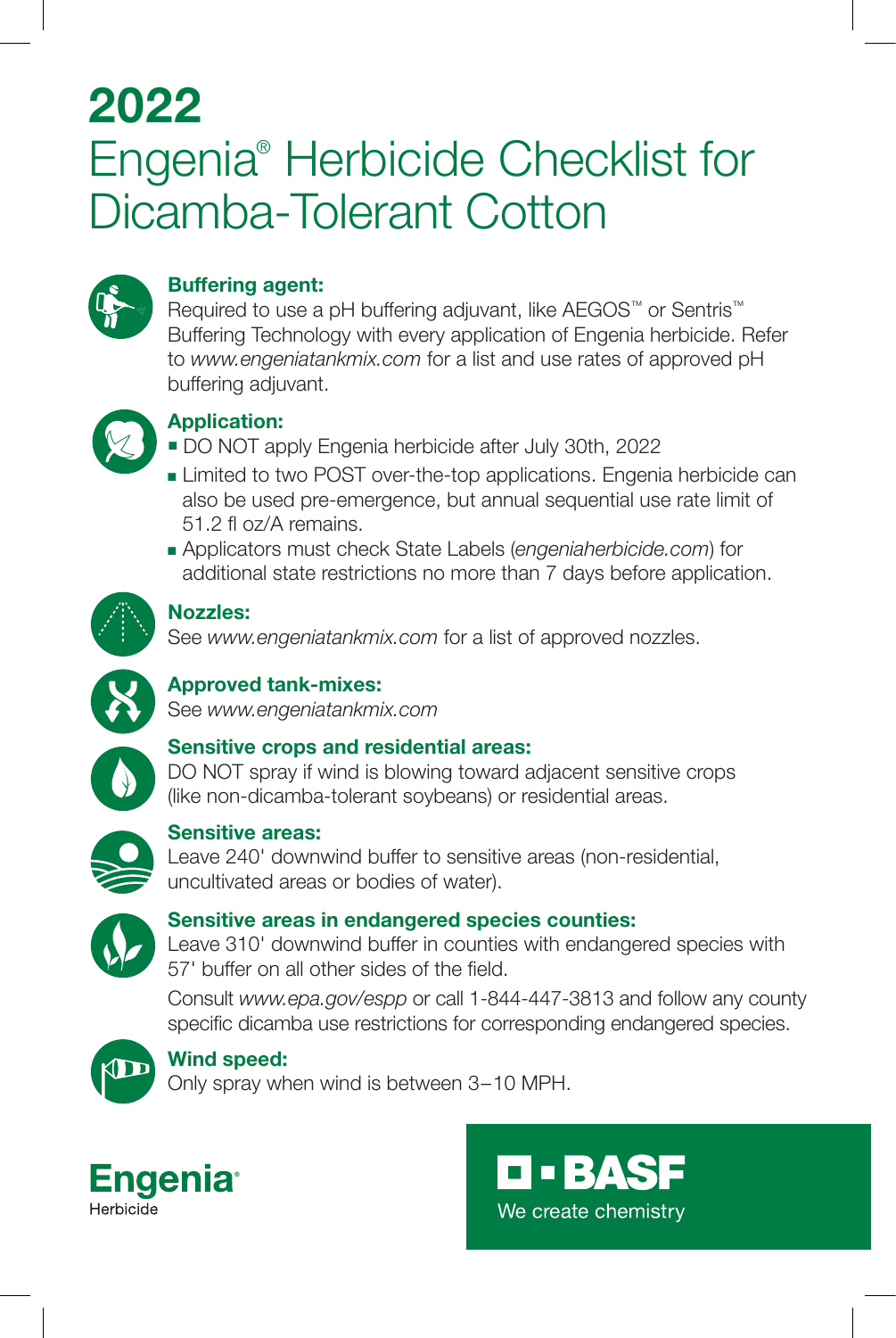# 2022

# Engenia® Herbicide Checklist for Dicamba-Tolerant Cotton

**Buffering agent:**
Required to use a pH buffering adjuvant, like AEGOS™ or Sentris™ Buffering Technology with every application of Engenia herbicide. Refer to *www.engeniatankmix.com* for a list and use rates of approved pH buffering adjuvant.

**Application:**

- DO NOT apply Engenia herbicide after July 30th, 2022
- Limited to two POST over-the-top applications. Engenia herbicide can also be used pre-emergence, but annual sequential use rate limit of 51.2 fl oz/A remains.
- Applicators must check State Labels (*engeniaherbicide.com*) for additional state restrictions no more than 7 days before application.

**Nozzles:**
See *www.engeniatankmix.com* for a list of approved nozzles.

**Approved tank-mixes:**
See *www.engeniatankmix.com*

**Sensitive crops and residential areas:**
DO NOT spray if wind is blowing toward adjacent sensitive crops (like non-dicamba-tolerant soybeans) or residential areas.

**Sensitive areas:**
Leave 240' downwind buffer to sensitive areas (non-residential, uncultivated areas or bodies of water).

**Sensitive areas in endangered species counties:**
Leave 310' downwind buffer in counties with endangered species with 57' buffer on all other sides of the field.

Consult *www.epa.gov/espp* or call 1-844-447-3813 and follow any county specific dicamba use restrictions for corresponding endangered species.

**Wind speed:**
Only spray when wind is between 3–10 MPH.

Engenia® Herbicide

BASF
We create chemistry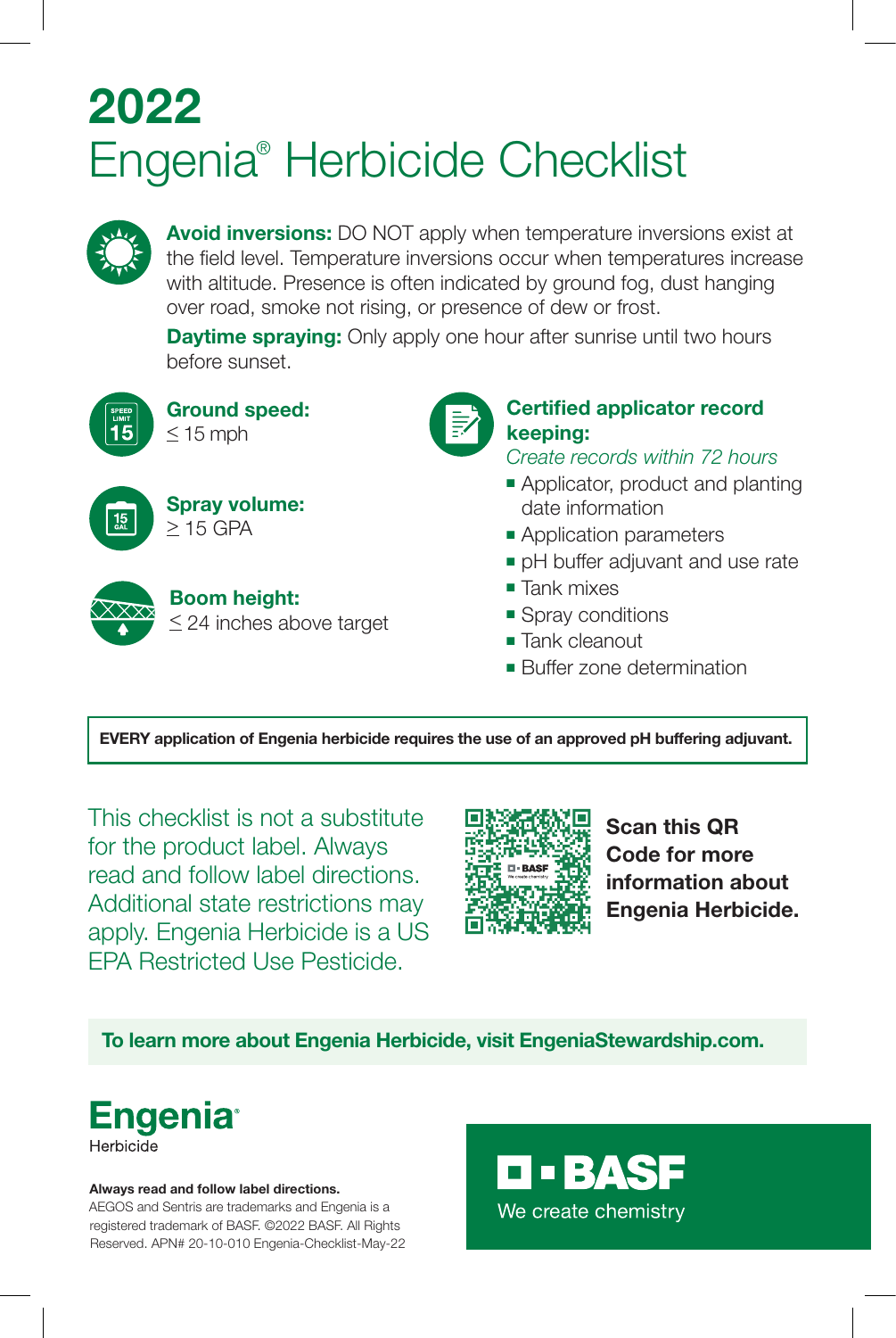# 2022
# Engenia® Herbicide Checklist

**Avoid inversions:** DO NOT apply when temperature inversions exist at the field level. Temperature inversions occur when temperatures increase with altitude. Presence is often indicated by ground fog, dust hanging over road, smoke not rising, or presence of dew or frost.

**Daytime spraying:** Only apply one hour after sunrise until two hours before sunset.

**Ground speed:**
≤ 15 mph

**Spray volume:**
≥ 15 GPA

**Boom height:**
≤ 24 inches above target

**Certified applicator record keeping:**
*Create records within 72 hours*

- Applicator, product and planting date information
- Application parameters
- pH buffer adjuvant and use rate
- Tank mixes
- Spray conditions
- Tank cleanout
- Buffer zone determination

**EVERY application of Engenia herbicide requires the use of an approved pH buffering adjuvant.**

This checklist is not a substitute for the product label. Always read and follow label directions. Additional state restrictions may apply. Engenia Herbicide is a US EPA Restricted Use Pesticide.

**Scan this QR Code for more information about Engenia Herbicide.**

**To learn more about Engenia Herbicide, visit EngeniaStewardship.com.**

Engenia® Herbicide

**Always read and follow label directions.**
AEGOS and Sentris are trademarks and Engenia is a registered trademark of BASF. ©2022 BASF. All Rights Reserved. APN# 20-10-010 Engenia-Checklist-May-22

BASF
We create chemistry